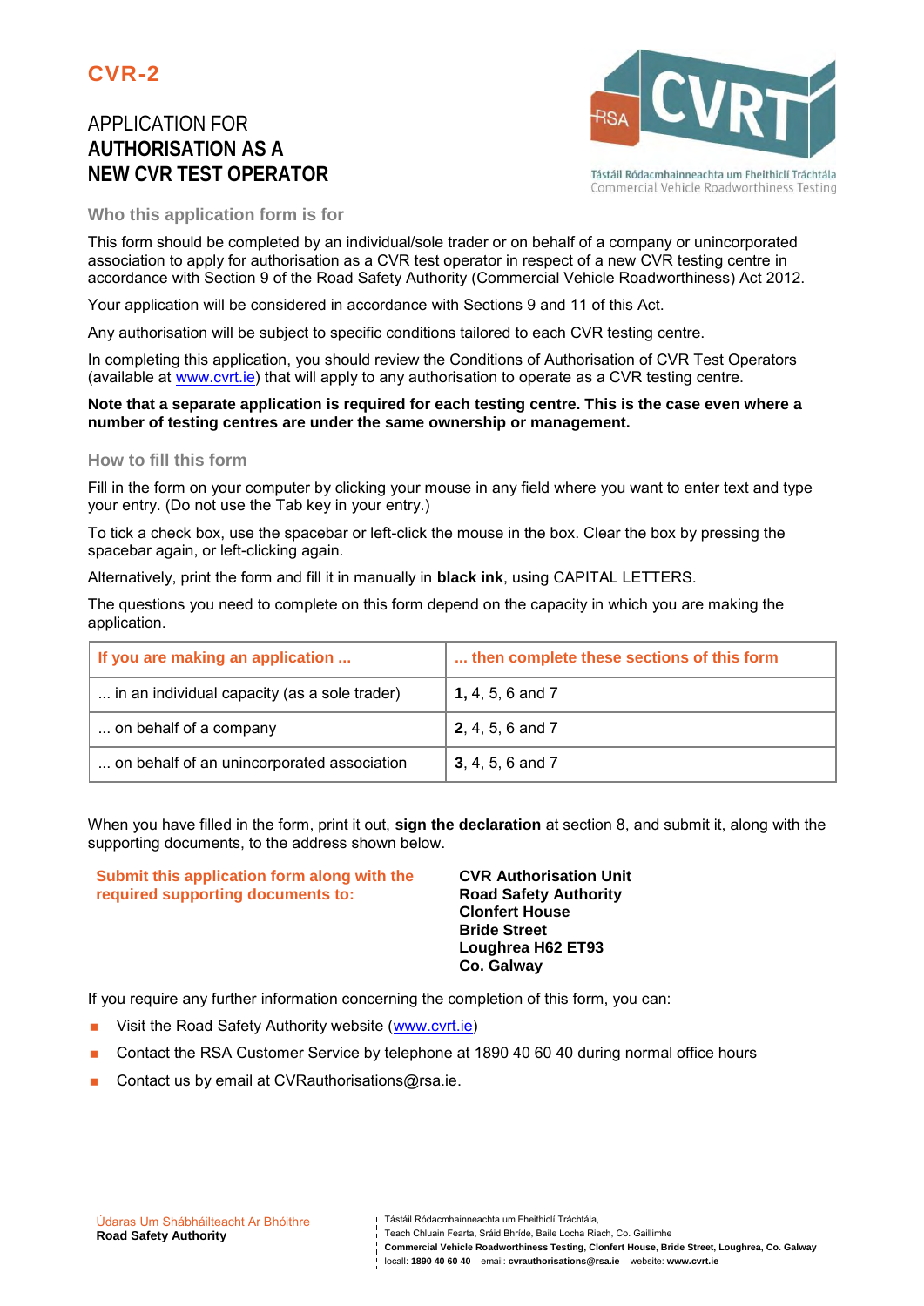CVR-2

# APPLICATION FOR **AUTHORISATION AS A NEW CVR TEST OPERATOR**

Tástáil Ródacmhainneachta um Fheithiclí Tráchtála
Commercial Vehicle Roadworthiness Testing

## Who this application form is for

This form should be completed by an individual/sole trader or on behalf of a company or unincorporated association to apply for authorisation as a CVR test operator in respect of a new CVR testing centre in accordance with Section 9 of the Road Safety Authority (Commercial Vehicle Roadworthiness) Act 2012.

Your application will be considered in accordance with Sections 9 and 11 of this Act.

Any authorisation will be subject to specific conditions tailored to each CVR testing centre.

In completing this application, you should review the Conditions of Authorisation of CVR Test Operators (available at www.cvrt.ie) that will apply to any authorisation to operate as a CVR testing centre.

**Note that a separate application is required for each testing centre. This is the case even where a number of testing centres are under the same ownership or management.**

## How to fill this form

Fill in the form on your computer by clicking your mouse in any field where you want to enter text and type your entry. (Do not use the Tab key in your entry.)

To tick a check box, use the spacebar or left-click the mouse in the box. Clear the box by pressing the spacebar again, or left-clicking again.

Alternatively, print the form and fill it in manually in **black ink**, using CAPITAL LETTERS.

The questions you need to complete on this form depend on the capacity in which you are making the application.

| If you are making an application ... | ... then complete these sections of this form |
|---|---|
| ... in an individual capacity (as a sole trader) | **1,** 4, 5, 6 and 7 |
| ... on behalf of a company | **2**, 4, 5, 6 and 7 |
| ... on behalf of an unincorporated association | **3**, 4, 5, 6 and 7 |

When you have filled in the form, print it out, **sign the declaration** at section 8, and submit it, along with the supporting documents, to the address shown below.

**Submit this application form along with the required supporting documents to:**

**CVR Authorisation Unit**
**Road Safety Authority**
**Clonfert House**
**Bride Street**
**Loughrea H62 ET93**
**Co. Galway**

If you require any further information concerning the completion of this form, you can:

- Visit the Road Safety Authority website (www.cvrt.ie)
- Contact the RSA Customer Service by telephone at 1890 40 60 40 during normal office hours
- Contact us by email at CVRauthorisations@rsa.ie.

Údaras Um Shábháilteacht Ar Bhóithre
**Road Safety Authority**

Tástáil Ródacmhainneachta um Fheithiclí Tráchtála,
Teach Chluain Fearta, Sráid Bhríde, Baile Locha Riach, Co. Gaillimhe
**Commercial Vehicle Roadworthiness Testing, Clonfert House, Bride Street, Loughrea, Co. Galway**
locall: **1890 40 60 40** email: **cvrauthorisations@rsa.ie** website: **www.cvrt.ie**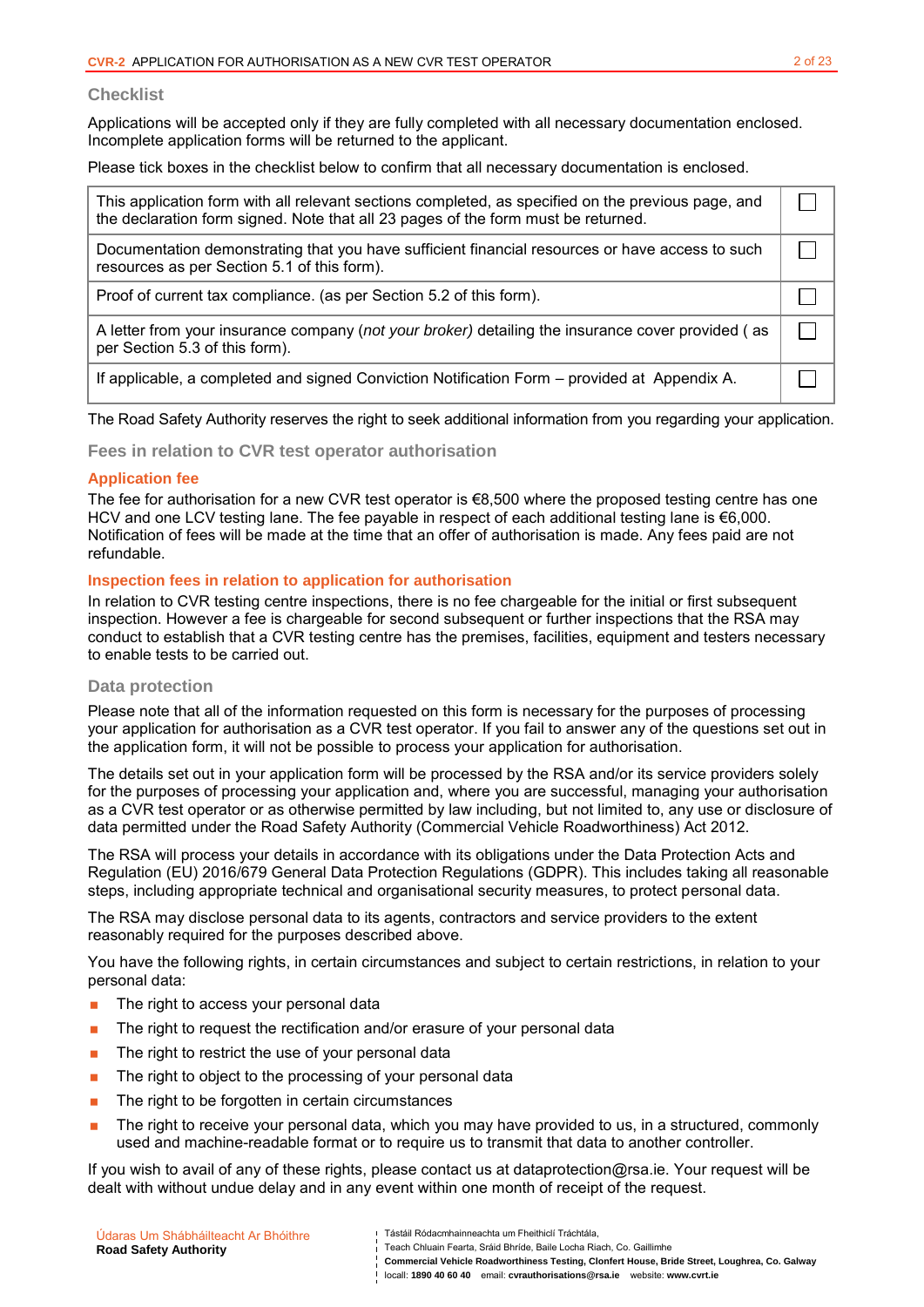## Checklist

Applications will be accepted only if they are fully completed with all necessary documentation enclosed. Incomplete application forms will be returned to the applicant.

Please tick boxes in the checklist below to confirm that all necessary documentation is enclosed.

| | |
|---|---|
| This application form with all relevant sections completed, as specified on the previous page, and the declaration form signed. Note that all 23 pages of the form must be returned. | ☐ |
| Documentation demonstrating that you have sufficient financial resources or have access to such resources as per Section 5.1 of this form). | ☐ |
| Proof of current tax compliance. (as per Section 5.2 of this form). | ☐ |
| A letter from your insurance company (*not your broker)* detailing the insurance cover provided ( as per Section 5.3 of this form). | ☐ |
| If applicable, a completed and signed Conviction Notification Form – provided at Appendix A. | ☐ |

The Road Safety Authority reserves the right to seek additional information from you regarding your application.

## Fees in relation to CVR test operator authorisation

### Application fee

The fee for authorisation for a new CVR test operator is €8,500 where the proposed testing centre has one HCV and one LCV testing lane. The fee payable in respect of each additional testing lane is €6,000. Notification of fees will be made at the time that an offer of authorisation is made. Any fees paid are not refundable.

### Inspection fees in relation to application for authorisation

In relation to CVR testing centre inspections, there is no fee chargeable for the initial or first subsequent inspection. However a fee is chargeable for second subsequent or further inspections that the RSA may conduct to establish that a CVR testing centre has the premises, facilities, equipment and testers necessary to enable tests to be carried out.

## Data protection

Please note that all of the information requested on this form is necessary for the purposes of processing your application for authorisation as a CVR test operator. If you fail to answer any of the questions set out in the application form, it will not be possible to process your application for authorisation.

The details set out in your application form will be processed by the RSA and/or its service providers solely for the purposes of processing your application and, where you are successful, managing your authorisation as a CVR test operator or as otherwise permitted by law including, but not limited to, any use or disclosure of data permitted under the Road Safety Authority (Commercial Vehicle Roadworthiness) Act 2012.

The RSA will process your details in accordance with its obligations under the Data Protection Acts and Regulation (EU) 2016/679 General Data Protection Regulations (GDPR). This includes taking all reasonable steps, including appropriate technical and organisational security measures, to protect personal data.

The RSA may disclose personal data to its agents, contractors and service providers to the extent reasonably required for the purposes described above.

You have the following rights, in certain circumstances and subject to certain restrictions, in relation to your personal data:

- The right to access your personal data
- The right to request the rectification and/or erasure of your personal data
- The right to restrict the use of your personal data
- The right to object to the processing of your personal data
- The right to be forgotten in certain circumstances
- The right to receive your personal data, which you may have provided to us, in a structured, commonly used and machine-readable format or to require us to transmit that data to another controller.

If you wish to avail of any of these rights, please contact us at dataprotection@rsa.ie. Your request will be dealt with without undue delay and in any event within one month of receipt of the request.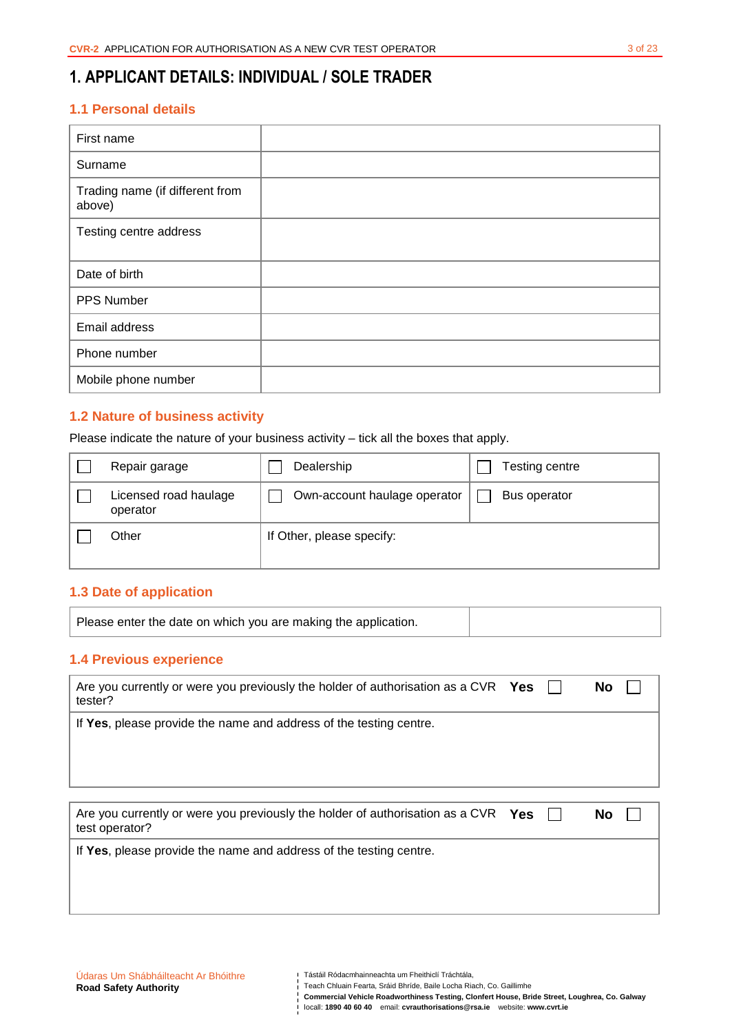# 1. APPLICANT DETAILS: INDIVIDUAL / SOLE TRADER

## 1.1 Personal details

| | |
|---|---|
| First name | |
| Surname | |
| Trading name (if different from above) | |
| Testing centre address | |
| Date of birth | |
| PPS Number | |
| Email address | |
| Phone number | |
| Mobile phone number | |

## 1.2 Nature of business activity

Please indicate the nature of your business activity – tick all the boxes that apply.

| | | |
|---|---|---|
| ☐ Repair garage | ☐ Dealership | ☐ Testing centre |
| ☐ Licensed road haulage operator | ☐ Own-account haulage operator | ☐ Bus operator |
| ☐ Other | If Other, please specify: | |

## 1.3 Date of application

| | |
|---|---|
| Please enter the date on which you are making the application. | |

## 1.4 Previous experience

| | |
|---|---|
| Are you currently or were you previously the holder of authorisation as a CVR tester? | **Yes** ☐ **No** ☐ |
| If **Yes**, please provide the name and address of the testing centre. | |

| | |
|---|---|
| Are you currently or were you previously the holder of authorisation as a CVR test operator? | **Yes** ☐ **No** ☐ |
| If **Yes**, please provide the name and address of the testing centre. | |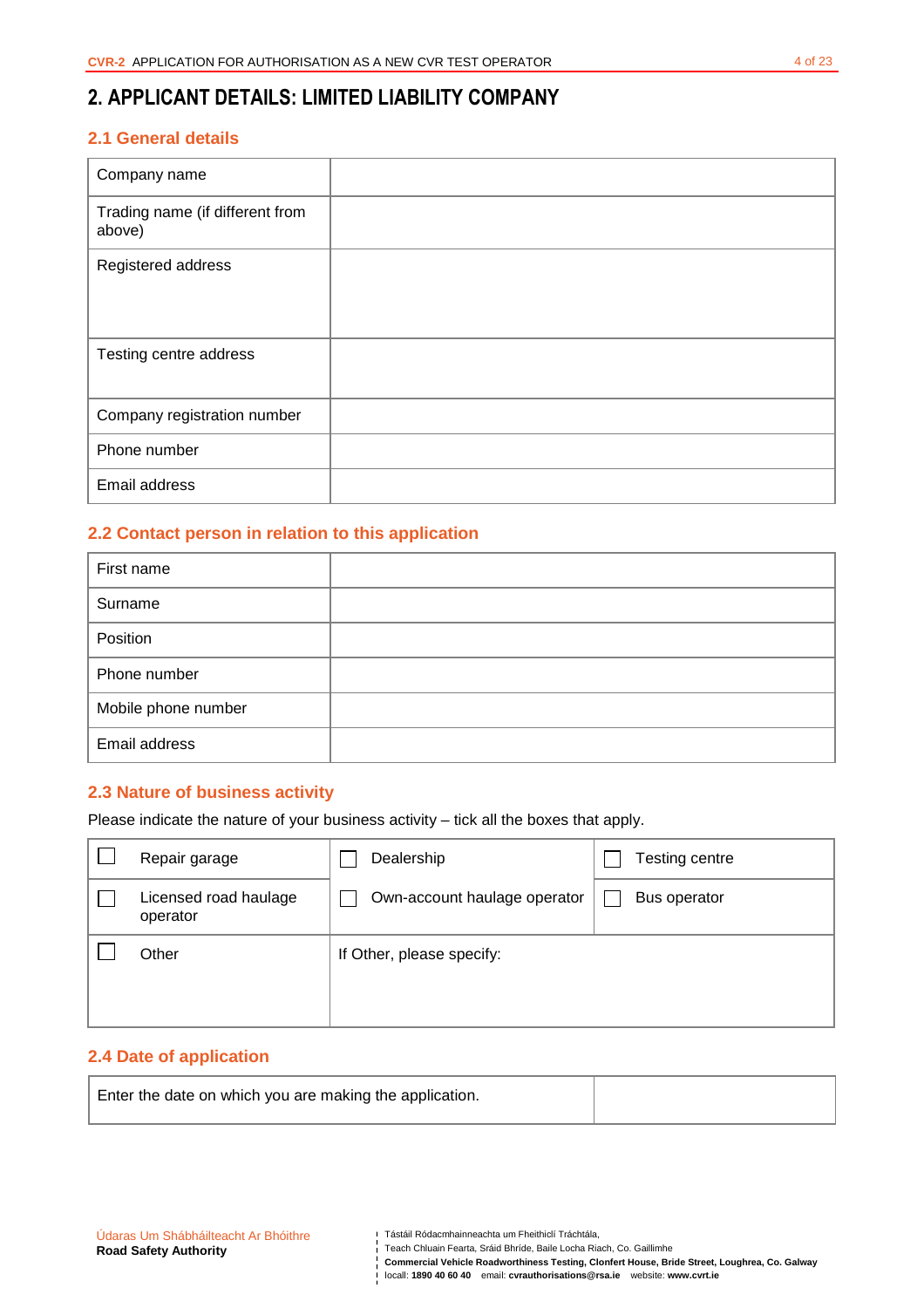# 2. APPLICANT DETAILS: LIMITED LIABILITY COMPANY

## 2.1 General details

| | |
|---|---|
| Company name | |
| Trading name (if different from above) | |
| Registered address | |
| Testing centre address | |
| Company registration number | |
| Phone number | |
| Email address | |

## 2.2 Contact person in relation to this application

| | |
|---|---|
| First name | |
| Surname | |
| Position | |
| Phone number | |
| Mobile phone number | |
| Email address | |

## 2.3 Nature of business activity

Please indicate the nature of your business activity – tick all the boxes that apply.

| | | |
|---|---|---|
| ☐ Repair garage | ☐ Dealership | ☐ Testing centre |
| ☐ Licensed road haulage operator | ☐ Own-account haulage operator | ☐ Bus operator |
| ☐ Other | If Other, please specify: | |

## 2.4 Date of application

| | |
|---|---|
| Enter the date on which you are making the application. | |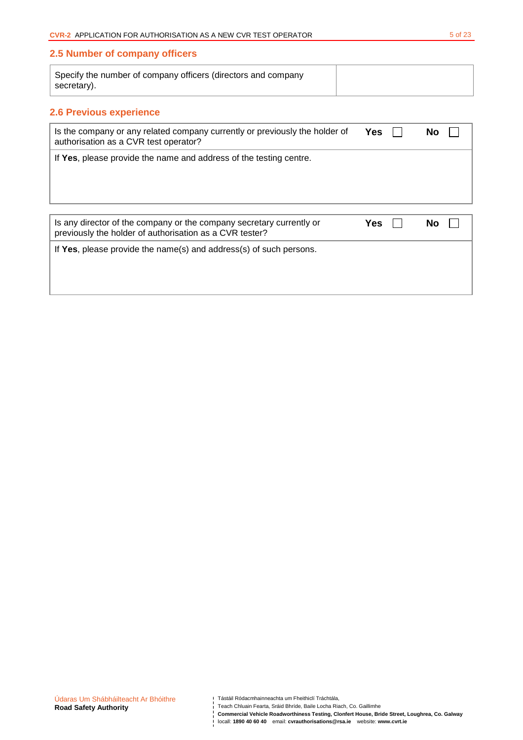## 2.5 Number of company officers

| Specify the number of company officers (directors and company secretary). | |
|---|---|

## 2.6 Previous experience

| Is the company or any related company currently or previously the holder of authorisation as a CVR test operator? | **Yes** ☐ | **No** ☐ |
|---|---|---|
| If **Yes**, please provide the name and address of the testing centre. | | |

| Is any director of the company or the company secretary currently or previously the holder of authorisation as a CVR tester? | **Yes** ☐ | **No** ☐ |
|---|---|---|
| If **Yes**, please provide the name(s) and address(s) of such persons. | | |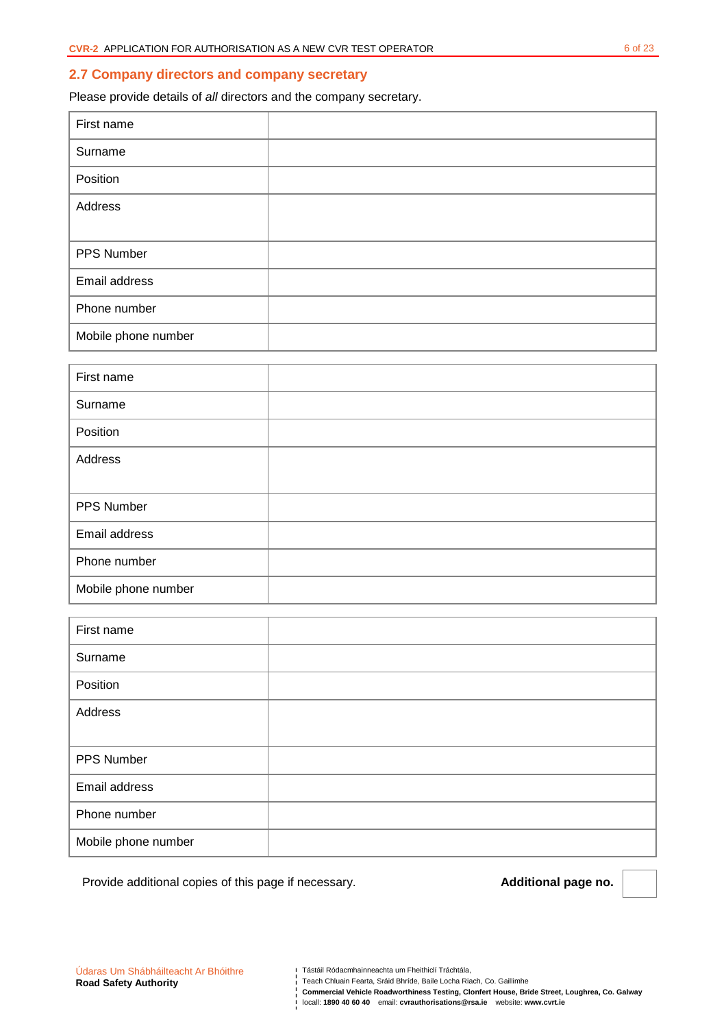## 2.7 Company directors and company secretary

Please provide details of *all* directors and the company secretary.

| First name | |
|---|---|
| Surname | |
| Position | |
| Address | |
| PPS Number | |
| Email address | |
| Phone number | |
| Mobile phone number | |

| First name | |
|---|---|
| Surname | |
| Position | |
| Address | |
| PPS Number | |
| Email address | |
| Phone number | |
| Mobile phone number | |

| First name | |
|---|---|
| Surname | |
| Position | |
| Address | |
| PPS Number | |
| Email address | |
| Phone number | |
| Mobile phone number | |

Provide additional copies of this page if necessary. **Additional page no.**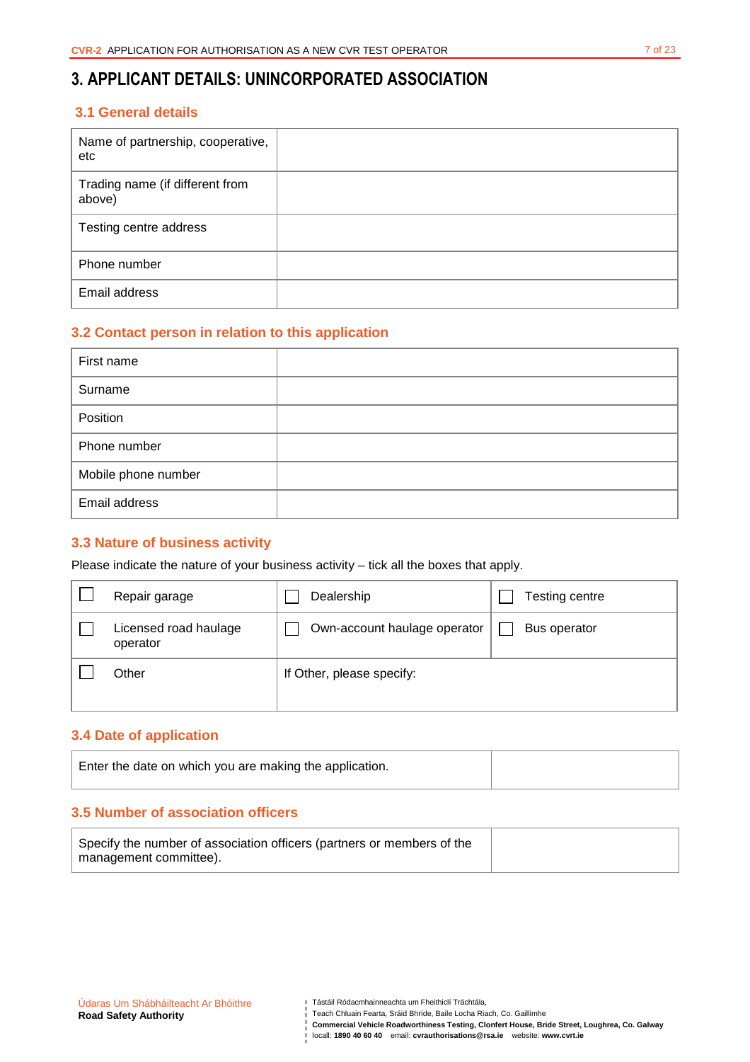# 3. APPLICANT DETAILS: UNINCORPORATED ASSOCIATION

## 3.1 General details

| | |
|---|---|
| Name of partnership, cooperative, etc | |
| Trading name (if different from above) | |
| Testing centre address | |
| Phone number | |
| Email address | |

## 3.2 Contact person in relation to this application

| | |
|---|---|
| First name | |
| Surname | |
| Position | |
| Phone number | |
| Mobile phone number | |
| Email address | |

## 3.3 Nature of business activity

Please indicate the nature of your business activity – tick all the boxes that apply.

| | | |
|---|---|---|
| ☐ Repair garage | ☐ Dealership | ☐ Testing centre |
| ☐ Licensed road haulage operator | ☐ Own-account haulage operator | ☐ Bus operator |
| ☐ Other | If Other, please specify: | |

## 3.4 Date of application

| | |
|---|---|
| Enter the date on which you are making the application. | |

## 3.5 Number of association officers

| | |
|---|---|
| Specify the number of association officers (partners or members of the management committee). | |

Údaras Um Shábháilteacht Ar Bhóithre
**Road Safety Authority**

Tástáil Ródacmhainneachta um Fheithiclí Tráchtála,
Teach Chluain Fearta, Sráid Bhríde, Baile Locha Riach, Co. Gaillimhe
**Commercial Vehicle Roadworthiness Testing, Clonfert House, Bride Street, Loughrea, Co. Galway**
locall: **1890 40 60 40** email: **cvrauthorisations@rsa.ie** website: **www.cvrt.ie**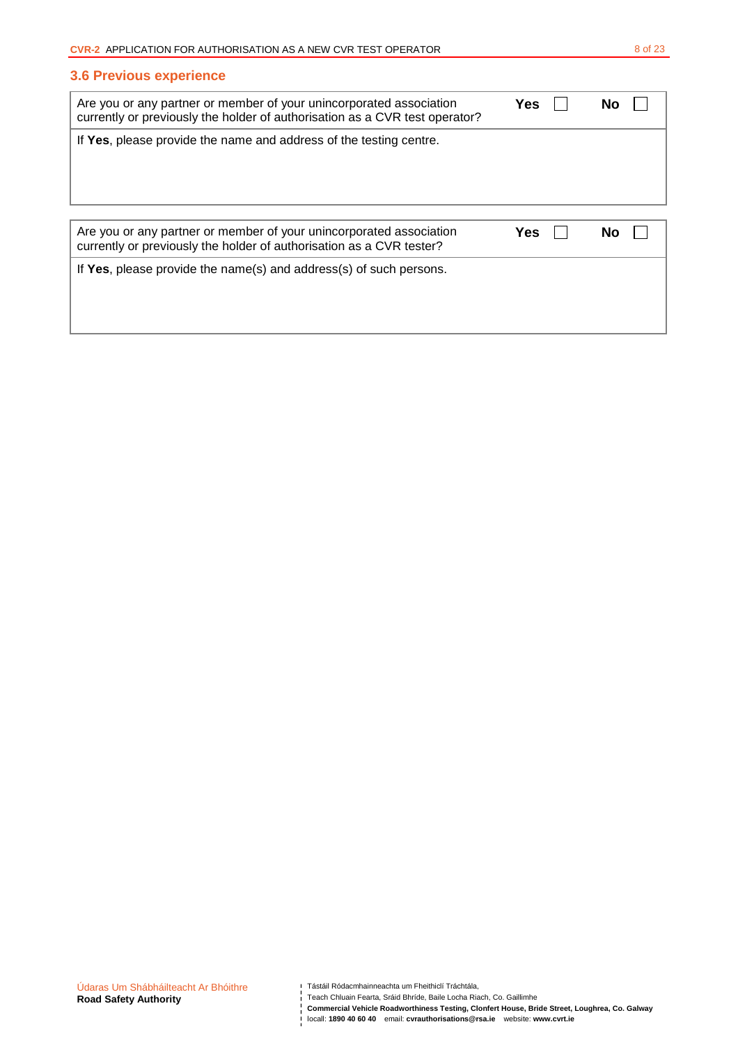### 3.6 Previous experience

| Are you or any partner or member of your unincorporated association currently or previously the holder of authorisation as a CVR test operator? | **Yes** ☐ | **No** ☐ |
|---|---|---|
| If **Yes**, please provide the name and address of the testing centre. | | |

| Are you or any partner or member of your unincorporated association currently or previously the holder of authorisation as a CVR tester? | **Yes** ☐ | **No** ☐ |
|---|---|---|
| If **Yes**, please provide the name(s) and address(s) of such persons. | | |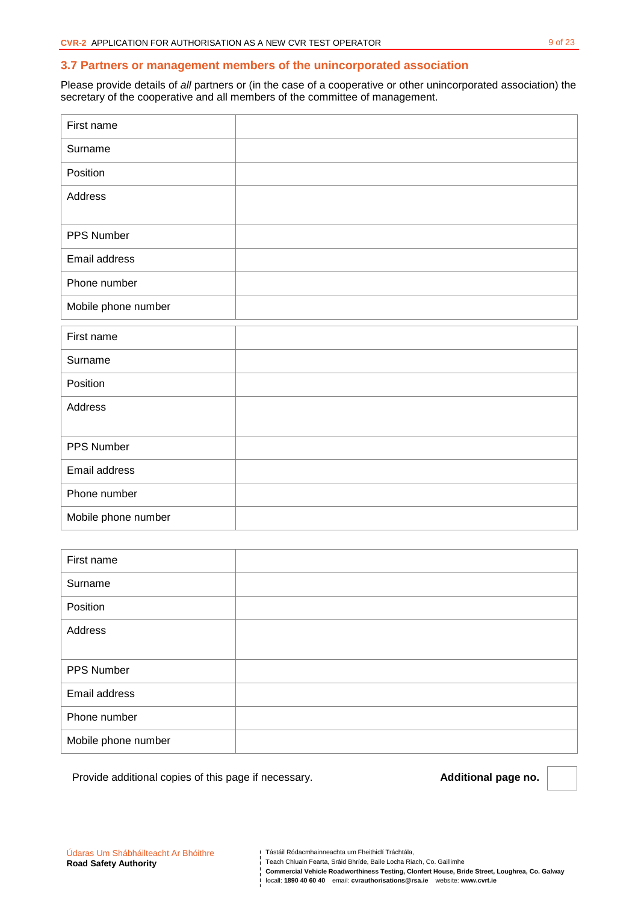## 3.7 Partners or management members of the unincorporated association

Please provide details of *all* partners or (in the case of a cooperative or other unincorporated association) the secretary of the cooperative and all members of the committee of management.

| First name | |
|---|---|
| Surname | |
| Position | |
| Address | |
| PPS Number | |
| Email address | |
| Phone number | |
| Mobile phone number | |

| First name | |
|---|---|
| Surname | |
| Position | |
| Address | |
| PPS Number | |
| Email address | |
| Phone number | |
| Mobile phone number | |

| First name | |
|---|---|
| Surname | |
| Position | |
| Address | |
| PPS Number | |
| Email address | |
| Phone number | |
| Mobile phone number | |

Provide additional copies of this page if necessary. **Additional page no.**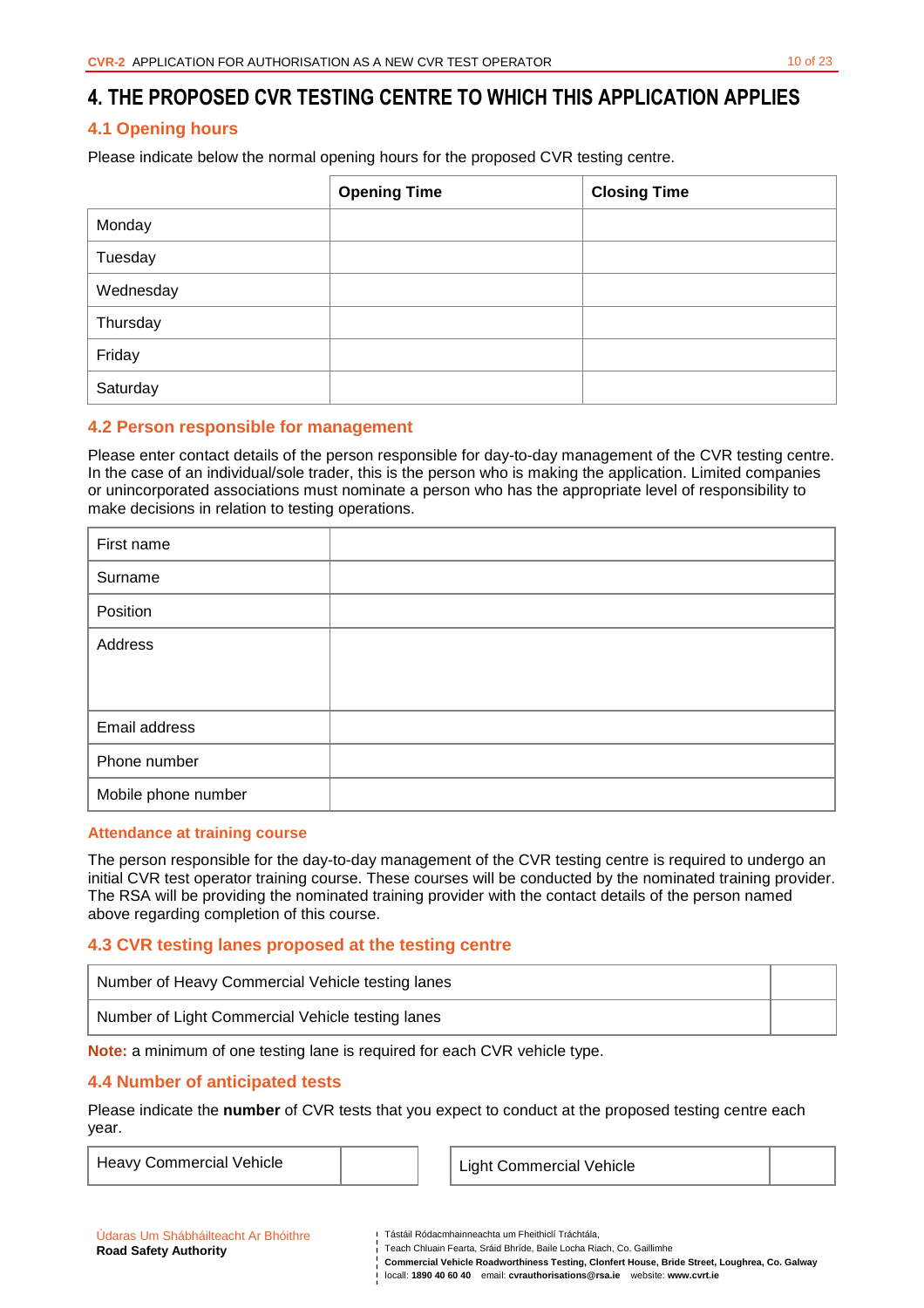# 4. THE PROPOSED CVR TESTING CENTRE TO WHICH THIS APPLICATION APPLIES

## 4.1 Opening hours

Please indicate below the normal opening hours for the proposed CVR testing centre.

| | Opening Time | Closing Time |
|---|---|---|
| Monday | | |
| Tuesday | | |
| Wednesday | | |
| Thursday | | |
| Friday | | |
| Saturday | | |

## 4.2 Person responsible for management

Please enter contact details of the person responsible for day-to-day management of the CVR testing centre. In the case of an individual/sole trader, this is the person who is making the application. Limited companies or unincorporated associations must nominate a person who has the appropriate level of responsibility to make decisions in relation to testing operations.

| | |
|---|---|
| First name | |
| Surname | |
| Position | |
| Address | |
| Email address | |
| Phone number | |
| Mobile phone number | |

### Attendance at training course

The person responsible for the day-to-day management of the CVR testing centre is required to undergo an initial CVR test operator training course. These courses will be conducted by the nominated training provider. The RSA will be providing the nominated training provider with the contact details of the person named above regarding completion of this course.

## 4.3 CVR testing lanes proposed at the testing centre

| | |
|---|---|
| Number of Heavy Commercial Vehicle testing lanes | |
| Number of Light Commercial Vehicle testing lanes | |

**Note:** a minimum of one testing lane is required for each CVR vehicle type.

## 4.4 Number of anticipated tests

Please indicate the **number** of CVR tests that you expect to conduct at the proposed testing centre each year.

| | | | |
|---|---|---|---|
| Heavy Commercial Vehicle | | Light Commercial Vehicle | |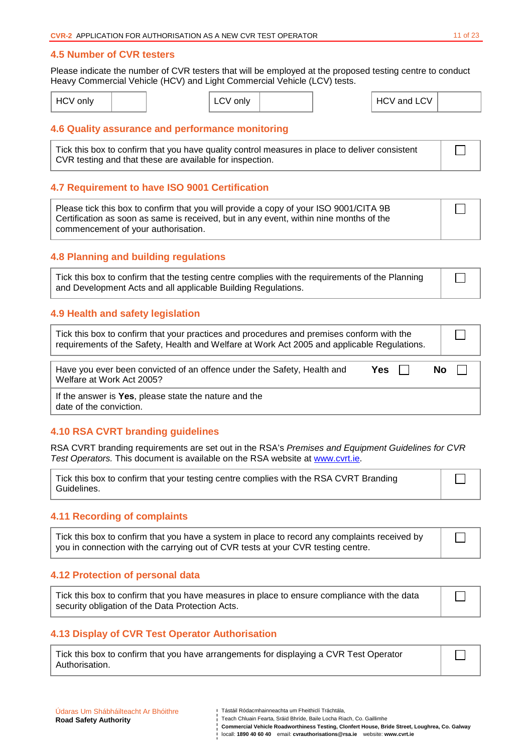## 4.5 Number of CVR testers

Please indicate the number of CVR testers that will be employed at the proposed testing centre to conduct Heavy Commercial Vehicle (HCV) and Light Commercial Vehicle (LCV) tests.

| HCV only | | LCV only | | HCV and LCV | |
|---|---|---|---|---|---|

## 4.6 Quality assurance and performance monitoring

| Tick this box to confirm that you have quality control measures in place to deliver consistent CVR testing and that these are available for inspection. | ☐ |
|---|---|

## 4.7 Requirement to have ISO 9001 Certification

| Please tick this box to confirm that you will provide a copy of your ISO 9001/CITA 9B Certification as soon as same is received, but in any event, within nine months of the commencement of your authorisation. | ☐ |
|---|---|

## 4.8 Planning and building regulations

| Tick this box to confirm that the testing centre complies with the requirements of the Planning and Development Acts and all applicable Building Regulations. | ☐ |
|---|---|

## 4.9 Health and safety legislation

| Tick this box to confirm that your practices and procedures and premises conform with the requirements of the Safety, Health and Welfare at Work Act 2005 and applicable Regulations. | ☐ |
|---|---|

| Have you ever been convicted of an offence under the Safety, Health and Welfare at Work Act 2005? | **Yes** ☐ | **No** ☐ |
|---|---|---|
| If the answer is **Yes**, please state the nature and the date of the conviction. | | |

## 4.10 RSA CVRT branding guidelines

RSA CVRT branding requirements are set out in the RSA's *Premises and Equipment Guidelines for CVR Test Operators.* This document is available on the RSA website at www.cvrt.ie.

| Tick this box to confirm that your testing centre complies with the RSA CVRT Branding Guidelines. | ☐ |
|---|---|

## 4.11 Recording of complaints

| Tick this box to confirm that you have a system in place to record any complaints received by you in connection with the carrying out of CVR tests at your CVR testing centre. | ☐ |
|---|---|

## 4.12 Protection of personal data

| Tick this box to confirm that you have measures in place to ensure compliance with the data security obligation of the Data Protection Acts. | ☐ |
|---|---|

## 4.13 Display of CVR Test Operator Authorisation

| Tick this box to confirm that you have arrangements for displaying a CVR Test Operator Authorisation. | ☐ |
|---|---|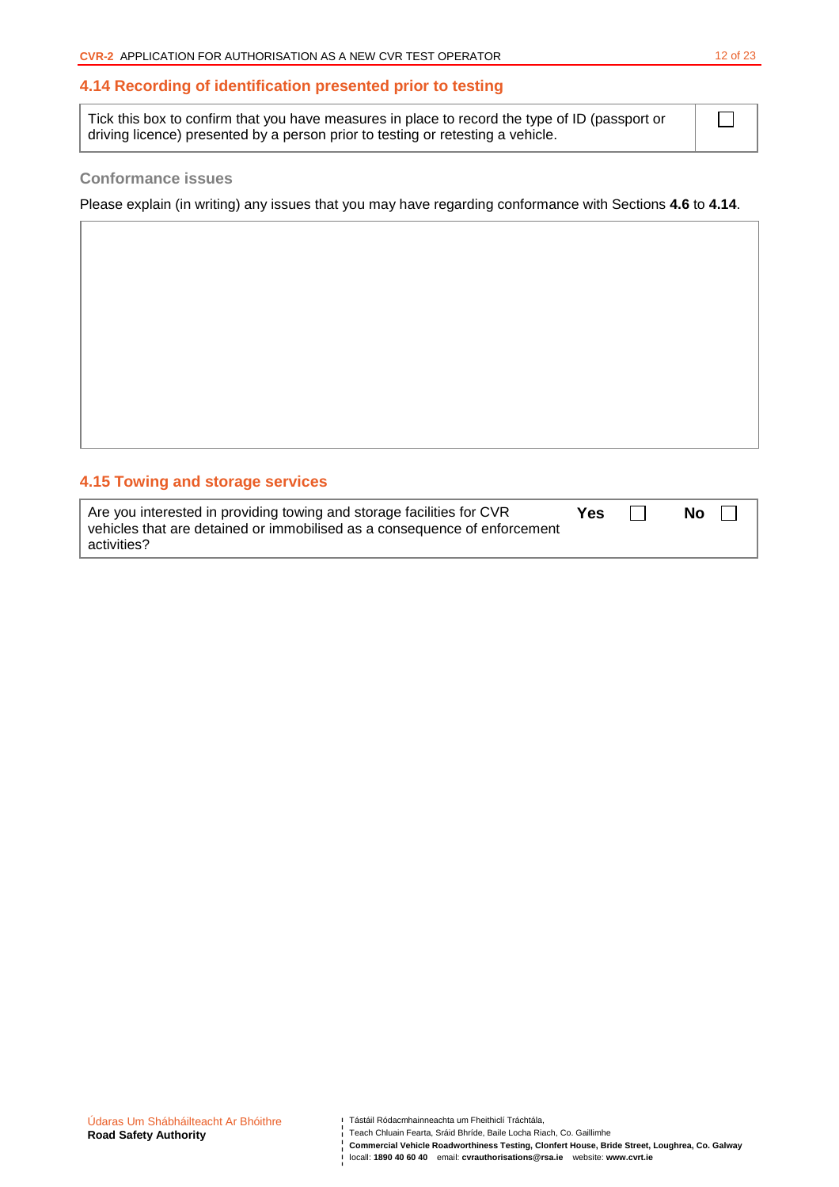## 4.14 Recording of identification presented prior to testing

| Tick this box to confirm that you have measures in place to record the type of ID (passport or driving licence) presented by a person prior to testing or retesting a vehicle. | ☐ |
|---|---|

### Conformance issues

Please explain (in writing) any issues that you may have regarding conformance with Sections **4.6** to **4.14**.

| |
|---|
| |

## 4.15 Towing and storage services

| Are you interested in providing towing and storage facilities for CVR vehicles that are detained or immobilised as a consequence of enforcement activities? | **Yes** ☐ | **No** ☐ |
|---|---|---|

Údaras Um Shábháilteacht Ar Bhóithre
**Road Safety Authority**

Tástáil Ródacmhainneachta um Fheithiclí Tráchtála,
Teach Chluain Fearta, Sráid Bhríde, Baile Locha Riach, Co. Gaillimhe
**Commercial Vehicle Roadworthiness Testing, Clonfert House, Bride Street, Loughrea, Co. Galway**
locall: **1890 40 60 40** email: **cvrauthorisations@rsa.ie** website: **www.cvrt.ie**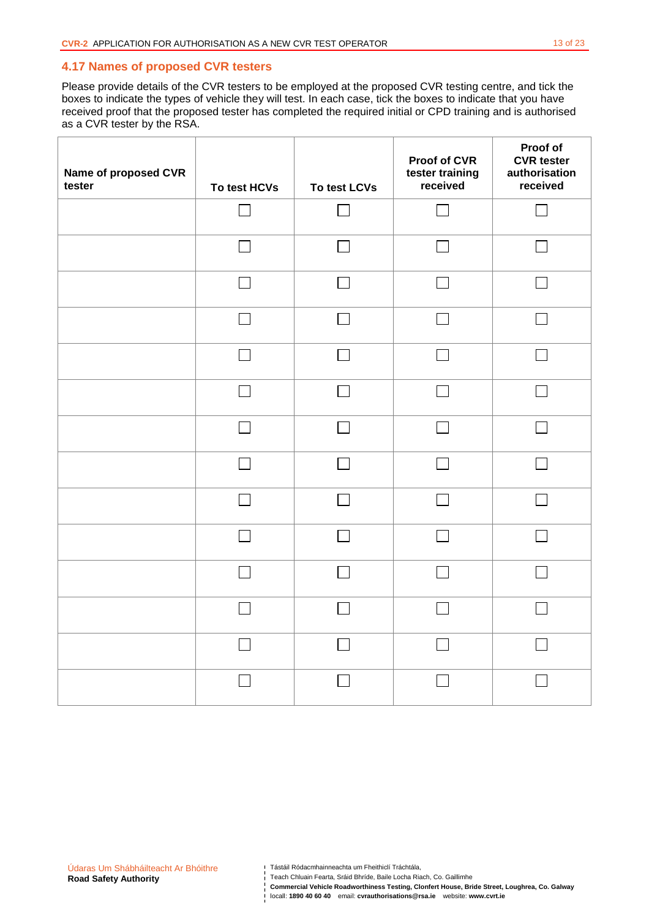### 4.17 Names of proposed CVR testers

Please provide details of the CVR testers to be employed at the proposed CVR testing centre, and tick the boxes to indicate the types of vehicle they will test. In each case, tick the boxes to indicate that you have received proof that the proposed tester has completed the required initial or CPD training and is authorised as a CVR tester by the RSA.

| Name of proposed CVR tester | To test HCVs | To test LCVs | Proof of CVR tester training received | Proof of CVR tester authorisation received |
|---|---|---|---|---|
| | ☐ | ☐ | ☐ | ☐ |
| | ☐ | ☐ | ☐ | ☐ |
| | ☐ | ☐ | ☐ | ☐ |
| | ☐ | ☐ | ☐ | ☐ |
| | ☐ | ☐ | ☐ | ☐ |
| | ☐ | ☐ | ☐ | ☐ |
| | ☐ | ☐ | ☐ | ☐ |
| | ☐ | ☐ | ☐ | ☐ |
| | ☐ | ☐ | ☐ | ☐ |
| | ☐ | ☐ | ☐ | ☐ |
| | ☐ | ☐ | ☐ | ☐ |
| | ☐ | ☐ | ☐ | ☐ |
| | ☐ | ☐ | ☐ | ☐ |
| | ☐ | ☐ | ☐ | ☐ |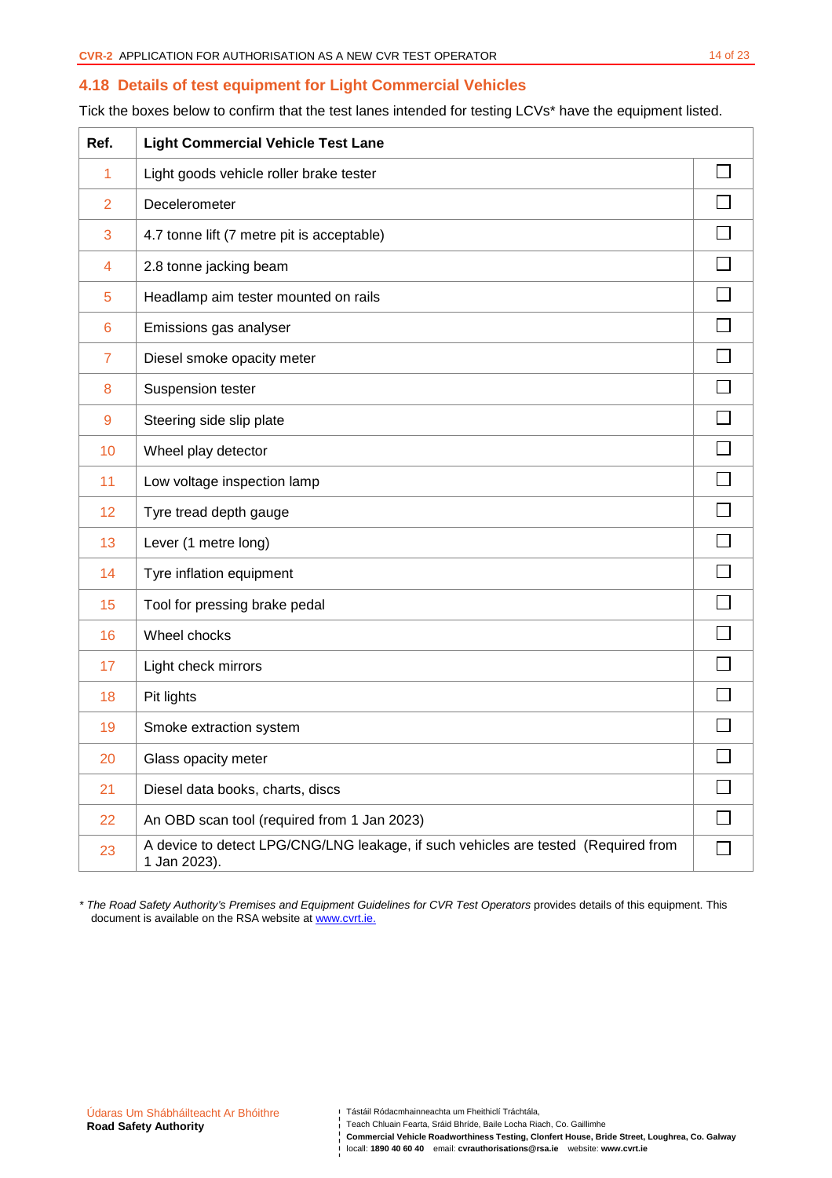## 4.18 Details of test equipment for Light Commercial Vehicles

Tick the boxes below to confirm that the test lanes intended for testing LCVs* have the equipment listed.

| Ref. | Light Commercial Vehicle Test Lane | |
|---|---|---|
| 1 | Light goods vehicle roller brake tester | ☐ |
| 2 | Decelerometer | ☐ |
| 3 | 4.7 tonne lift (7 metre pit is acceptable) | ☐ |
| 4 | 2.8 tonne jacking beam | ☐ |
| 5 | Headlamp aim tester mounted on rails | ☐ |
| 6 | Emissions gas analyser | ☐ |
| 7 | Diesel smoke opacity meter | ☐ |
| 8 | Suspension tester | ☐ |
| 9 | Steering side slip plate | ☐ |
| 10 | Wheel play detector | ☐ |
| 11 | Low voltage inspection lamp | ☐ |
| 12 | Tyre tread depth gauge | ☐ |
| 13 | Lever (1 metre long) | ☐ |
| 14 | Tyre inflation equipment | ☐ |
| 15 | Tool for pressing brake pedal | ☐ |
| 16 | Wheel chocks | ☐ |
| 17 | Light check mirrors | ☐ |
| 18 | Pit lights | ☐ |
| 19 | Smoke extraction system | ☐ |
| 20 | Glass opacity meter | ☐ |
| 21 | Diesel data books, charts, discs | ☐ |
| 22 | An OBD scan tool (required from 1 Jan 2023) | ☐ |
| 23 | A device to detect LPG/CNG/LNG leakage, if such vehicles are tested (Required from 1 Jan 2023). | ☐ |

\* *The Road Safety Authority's Premises and Equipment Guidelines for CVR Test Operators* provides details of this equipment. This document is available on the RSA website at www.cvrt.ie.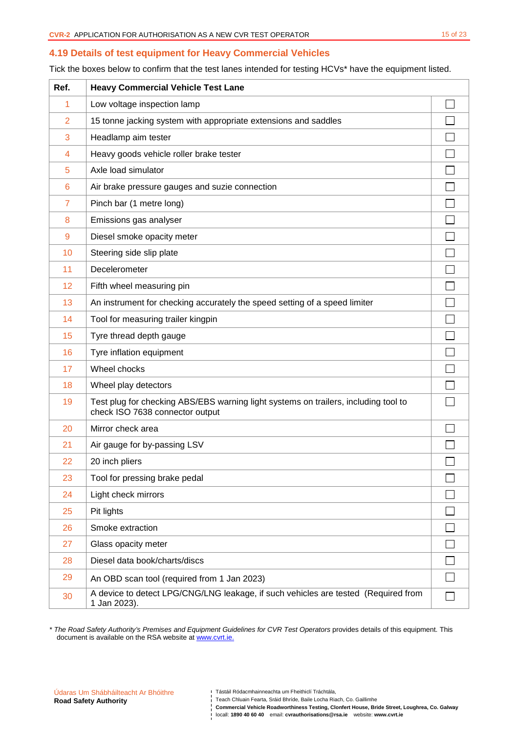## 4.19 Details of test equipment for Heavy Commercial Vehicles

Tick the boxes below to confirm that the test lanes intended for testing HCVs* have the equipment listed.

| Ref. | Heavy Commercial Vehicle Test Lane | |
|---|---|---|
| 1 | Low voltage inspection lamp | ☐ |
| 2 | 15 tonne jacking system with appropriate extensions and saddles | ☐ |
| 3 | Headlamp aim tester | ☐ |
| 4 | Heavy goods vehicle roller brake tester | ☐ |
| 5 | Axle load simulator | ☐ |
| 6 | Air brake pressure gauges and suzie connection | ☐ |
| 7 | Pinch bar (1 metre long) | ☐ |
| 8 | Emissions gas analyser | ☐ |
| 9 | Diesel smoke opacity meter | ☐ |
| 10 | Steering side slip plate | ☐ |
| 11 | Decelerometer | ☐ |
| 12 | Fifth wheel measuring pin | ☐ |
| 13 | An instrument for checking accurately the speed setting of a speed limiter | ☐ |
| 14 | Tool for measuring trailer kingpin | ☐ |
| 15 | Tyre thread depth gauge | ☐ |
| 16 | Tyre inflation equipment | ☐ |
| 17 | Wheel chocks | ☐ |
| 18 | Wheel play detectors | ☐ |
| 19 | Test plug for checking ABS/EBS warning light systems on trailers, including tool to check ISO 7638 connector output | ☐ |
| 20 | Mirror check area | ☐ |
| 21 | Air gauge for by-passing LSV | ☐ |
| 22 | 20 inch pliers | ☐ |
| 23 | Tool for pressing brake pedal | ☐ |
| 24 | Light check mirrors | ☐ |
| 25 | Pit lights | ☐ |
| 26 | Smoke extraction | ☐ |
| 27 | Glass opacity meter | ☐ |
| 28 | Diesel data book/charts/discs | ☐ |
| 29 | An OBD scan tool (required from 1 Jan 2023) | ☐ |
| 30 | A device to detect LPG/CNG/LNG leakage, if such vehicles are tested (Required from 1 Jan 2023). | ☐ |

\* *The Road Safety Authority's Premises and Equipment Guidelines for CVR Test Operators* provides details of this equipment. This document is available on the RSA website at www.cvrt.ie.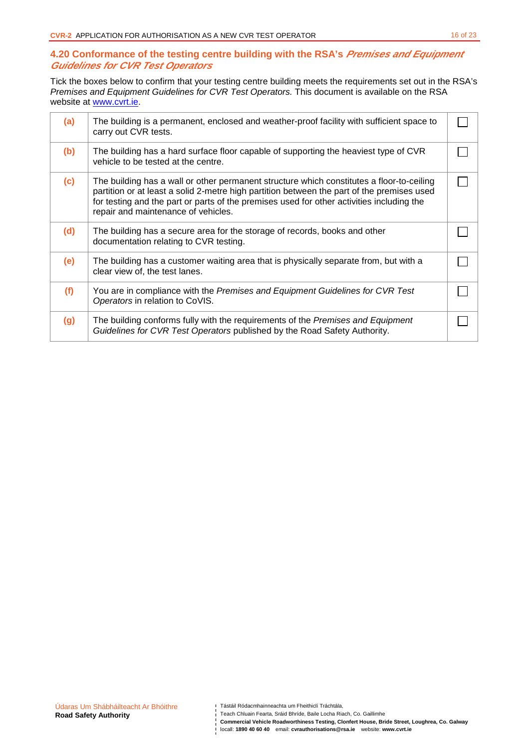## 4.20 Conformance of the testing centre building with the RSA's *Premises and Equipment Guidelines for CVR Test Operators*

Tick the boxes below to confirm that your testing centre building meets the requirements set out in the RSA's *Premises and Equipment Guidelines for CVR Test Operators.* This document is available on the RSA website at www.cvrt.ie.

| | | |
|---|---|---|
| **(a)** | The building is a permanent, enclosed and weather-proof facility with sufficient space to carry out CVR tests. | ☐ |
| **(b)** | The building has a hard surface floor capable of supporting the heaviest type of CVR vehicle to be tested at the centre. | ☐ |
| **(c)** | The building has a wall or other permanent structure which constitutes a floor-to-ceiling partition or at least a solid 2-metre high partition between the part of the premises used for testing and the part or parts of the premises used for other activities including the repair and maintenance of vehicles. | ☐ |
| **(d)** | The building has a secure area for the storage of records, books and other documentation relating to CVR testing. | ☐ |
| **(e)** | The building has a customer waiting area that is physically separate from, but with a clear view of, the test lanes. | ☐ |
| **(f)** | You are in compliance with the *Premises and Equipment Guidelines for CVR Test Operators* in relation to CoVIS. | ☐ |
| **(g)** | The building conforms fully with the requirements of the *Premises and Equipment Guidelines for CVR Test Operators* published by the Road Safety Authority. | ☐ |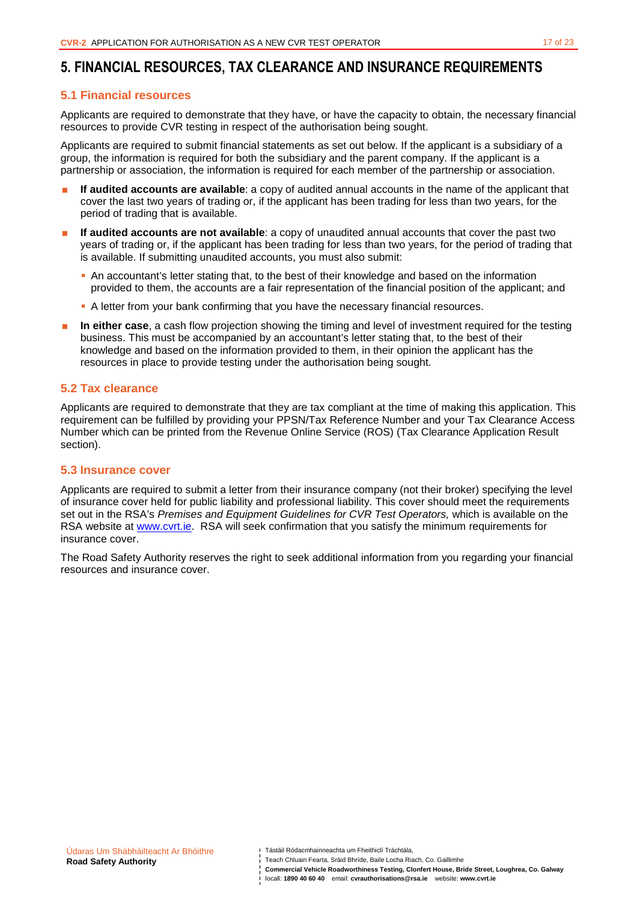# 5. FINANCIAL RESOURCES, TAX CLEARANCE AND INSURANCE REQUIREMENTS

## 5.1 Financial resources

Applicants are required to demonstrate that they have, or have the capacity to obtain, the necessary financial resources to provide CVR testing in respect of the authorisation being sought.

Applicants are required to submit financial statements as set out below. If the applicant is a subsidiary of a group, the information is required for both the subsidiary and the parent company. If the applicant is a partnership or association, the information is required for each member of the partnership or association.

- **If audited accounts are available**: a copy of audited annual accounts in the name of the applicant that cover the last two years of trading or, if the applicant has been trading for less than two years, for the period of trading that is available.
- **If audited accounts are not available**: a copy of unaudited annual accounts that cover the past two years of trading or, if the applicant has been trading for less than two years, for the period of trading that is available. If submitting unaudited accounts, you must also submit:
  - An accountant's letter stating that, to the best of their knowledge and based on the information provided to them, the accounts are a fair representation of the financial position of the applicant; and
  - A letter from your bank confirming that you have the necessary financial resources.
- **In either case**, a cash flow projection showing the timing and level of investment required for the testing business. This must be accompanied by an accountant's letter stating that, to the best of their knowledge and based on the information provided to them, in their opinion the applicant has the resources in place to provide testing under the authorisation being sought.

## 5.2 Tax clearance

Applicants are required to demonstrate that they are tax compliant at the time of making this application. This requirement can be fulfilled by providing your PPSN/Tax Reference Number and your Tax Clearance Access Number which can be printed from the Revenue Online Service (ROS) (Tax Clearance Application Result section).

## 5.3 Insurance cover

Applicants are required to submit a letter from their insurance company (not their broker) specifying the level of insurance cover held for public liability and professional liability. This cover should meet the requirements set out in the RSA's *Premises and Equipment Guidelines for CVR Test Operators,* which is available on the RSA website at www.cvrt.ie. RSA will seek confirmation that you satisfy the minimum requirements for insurance cover.

The Road Safety Authority reserves the right to seek additional information from you regarding your financial resources and insurance cover.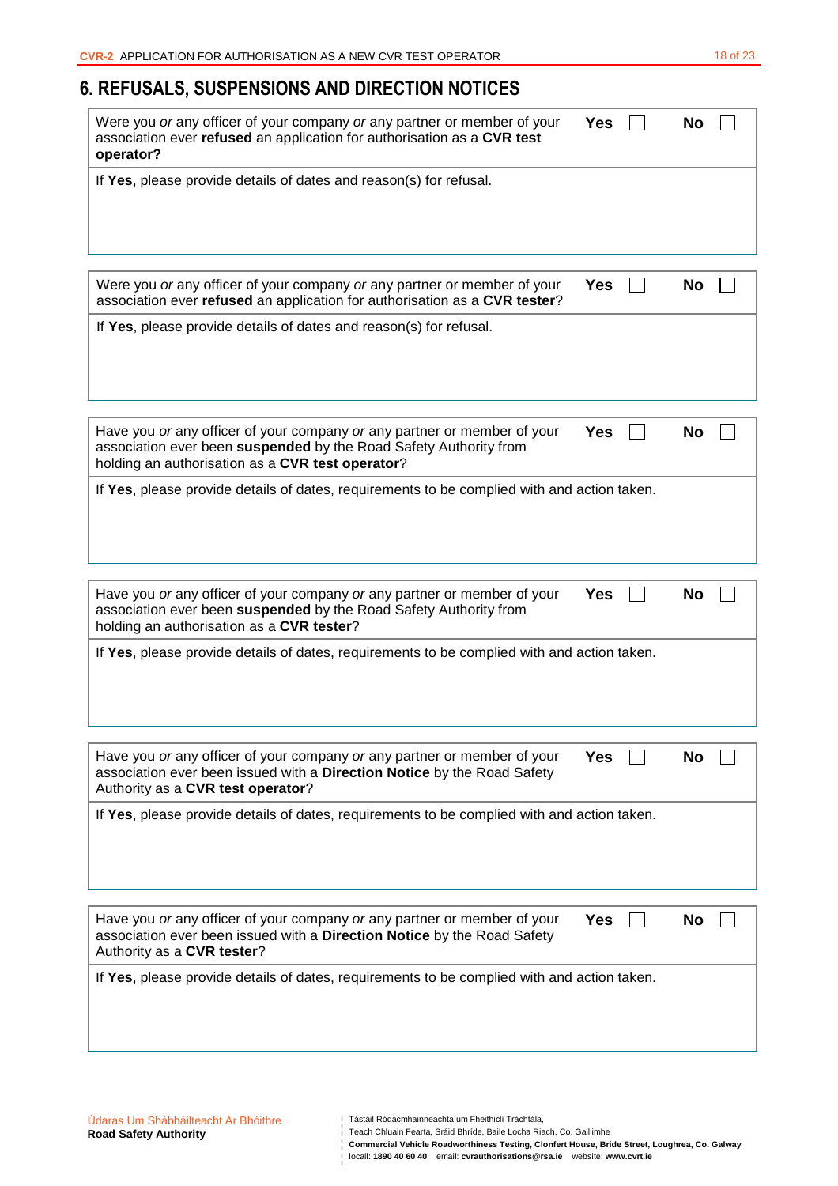## 6. REFUSALS, SUSPENSIONS AND DIRECTION NOTICES

| Were you *or* any officer of your company *or* any partner or member of your association ever **refused** an application for authorisation as a **CVR test operator?** | **Yes** ☐ | **No** ☐ |
|---|---|---|
| If **Yes**, please provide details of dates and reason(s) for refusal. | | |

| Were you *or* any officer of your company *or* any partner or member of your association ever **refused** an application for authorisation as a **CVR tester**? | **Yes** ☐ | **No** ☐ |
|---|---|---|
| If **Yes**, please provide details of dates and reason(s) for refusal. | | |

| Have you *or* any officer of your company *or* any partner or member of your association ever been **suspended** by the Road Safety Authority from holding an authorisation as a **CVR test operator**? | **Yes** ☐ | **No** ☐ |
|---|---|---|
| If **Yes**, please provide details of dates, requirements to be complied with and action taken. | | |

| Have you *or* any officer of your company *or* any partner or member of your association ever been **suspended** by the Road Safety Authority from holding an authorisation as a **CVR tester**? | **Yes** ☐ | **No** ☐ |
|---|---|---|
| If **Yes**, please provide details of dates, requirements to be complied with and action taken. | | |

| Have you *or* any officer of your company *or* any partner or member of your association ever been issued with a **Direction Notice** by the Road Safety Authority as a **CVR test operator**? | **Yes** ☐ | **No** ☐ |
|---|---|---|
| If **Yes**, please provide details of dates, requirements to be complied with and action taken. | | |

| Have you *or* any officer of your company *or* any partner or member of your association ever been issued with a **Direction Notice** by the Road Safety Authority as a **CVR tester**? | **Yes** ☐ | **No** ☐ |
|---|---|---|
| If **Yes**, please provide details of dates, requirements to be complied with and action taken. | | |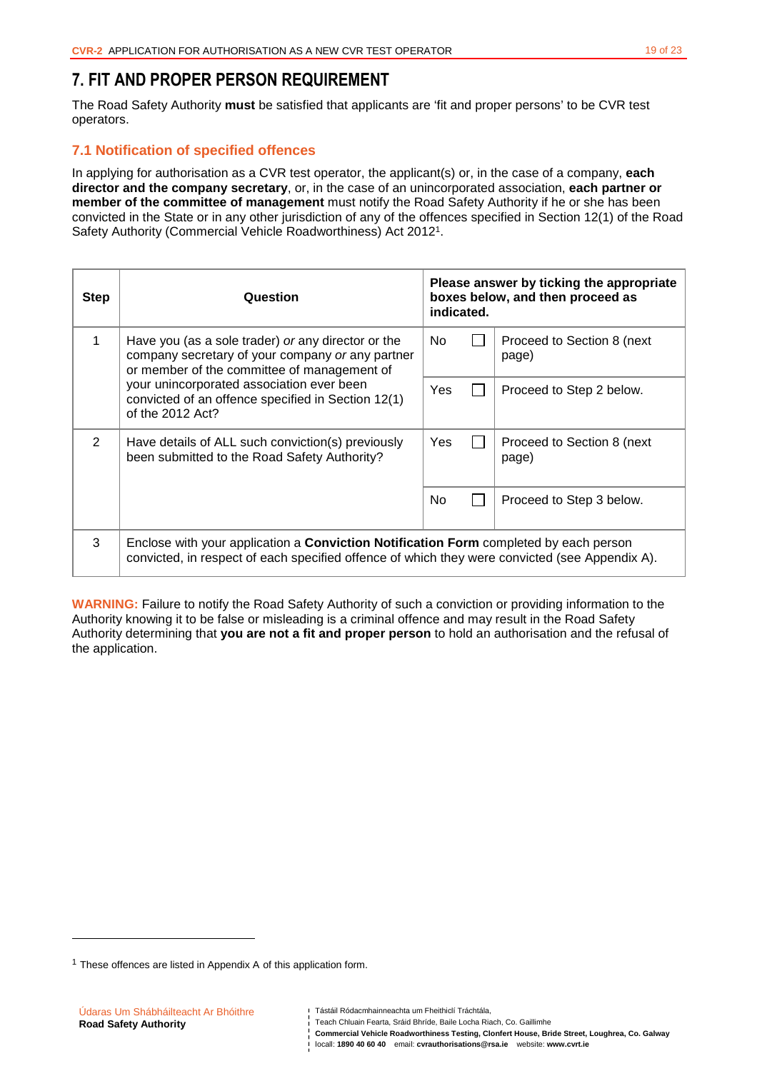# 7. FIT AND PROPER PERSON REQUIREMENT

The Road Safety Authority **must** be satisfied that applicants are 'fit and proper persons' to be CVR test operators.

## 7.1 Notification of specified offences

In applying for authorisation as a CVR test operator, the applicant(s) or, in the case of a company, **each director and the company secretary**, or, in the case of an unincorporated association, **each partner or member of the committee of management** must notify the Road Safety Authority if he or she has been convicted in the State or in any other jurisdiction of any of the offences specified in Section 12(1) of the Road Safety Authority (Commercial Vehicle Roadworthiness) Act 2012[1].

| Step | Question | Please answer by ticking the appropriate boxes below, and then proceed as indicated. | | |
|---|---|---|---|---|
| 1 | Have you (as a sole trader) *or* any director or the company secretary of your company *or* any partner or member of the committee of management of your unincorporated association ever been convicted of an offence specified in Section 12(1) of the 2012 Act? | No | ☐ | Proceed to Section 8 (next page) |
| | | Yes | ☐ | Proceed to Step 2 below. |
| 2 | Have details of ALL such conviction(s) previously been submitted to the Road Safety Authority? | Yes | ☐ | Proceed to Section 8 (next page) |
| | | No | ☐ | Proceed to Step 3 below. |
| 3 | Enclose with your application a **Conviction Notification Form** completed by each person convicted, in respect of each specified offence of which they were convicted (see Appendix A). | | | |

**WARNING:** Failure to notify the Road Safety Authority of such a conviction or providing information to the Authority knowing it to be false or misleading is a criminal offence and may result in the Road Safety Authority determining that **you are not a fit and proper person** to hold an authorisation and the refusal of the application.

[1] These offences are listed in Appendix A of this application form.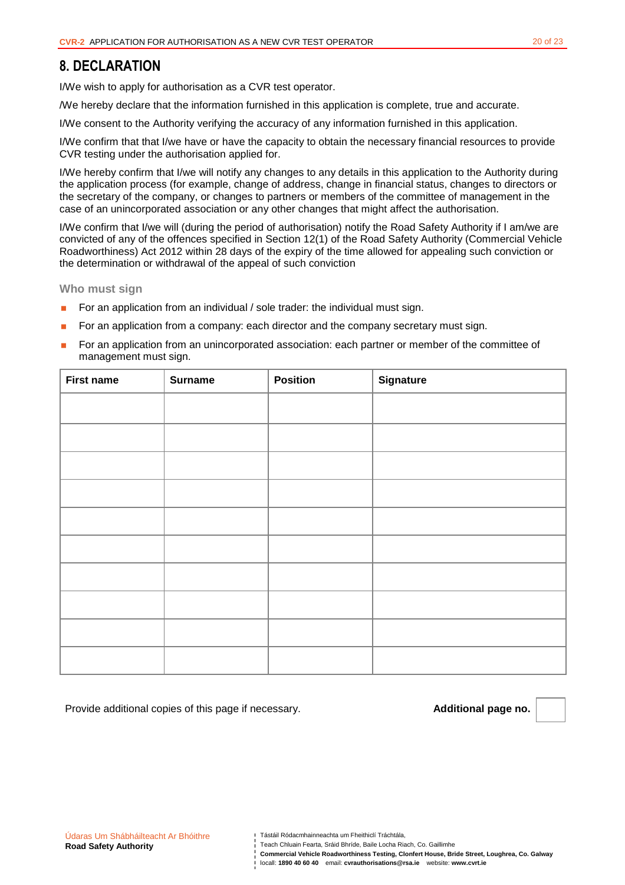# 8. DECLARATION

I/We wish to apply for authorisation as a CVR test operator.

/We hereby declare that the information furnished in this application is complete, true and accurate.

I/We consent to the Authority verifying the accuracy of any information furnished in this application.

I/We confirm that that I/we have or have the capacity to obtain the necessary financial resources to provide CVR testing under the authorisation applied for.

I/We hereby confirm that I/we will notify any changes to any details in this application to the Authority during the application process (for example, change of address, change in financial status, changes to directors or the secretary of the company, or changes to partners or members of the committee of management in the case of an unincorporated association or any other changes that might affect the authorisation.

I/We confirm that I/we will (during the period of authorisation) notify the Road Safety Authority if I am/we are convicted of any of the offences specified in Section 12(1) of the Road Safety Authority (Commercial Vehicle Roadworthiness) Act 2012 within 28 days of the expiry of the time allowed for appealing such conviction or the determination or withdrawal of the appeal of such conviction

### Who must sign

- For an application from an individual / sole trader: the individual must sign.
- For an application from a company: each director and the company secretary must sign.
- For an application from an unincorporated association: each partner or member of the committee of management must sign.

| First name | Surname | Position | Signature |
|---|---|---|---|
| | | | |
| | | | |
| | | | |
| | | | |
| | | | |
| | | | |
| | | | |
| | | | |
| | | | |
| | | | |

Provide additional copies of this page if necessary. **Additional page no.**

Údaras Um Shábháilteacht Ar Bhóithre
**Road Safety Authority**

Tástáil Ródacmhainneachta um Fheithiclí Tráchtála,
Teach Chluain Fearta, Sráid Bhríde, Baile Locha Riach, Co. Gaillimhe
**Commercial Vehicle Roadworthiness Testing, Clonfert House, Bride Street, Loughrea, Co. Galway**
locall: **1890 40 60 40** email: **cvrauthorisations@rsa.ie** website: **www.cvrt.ie**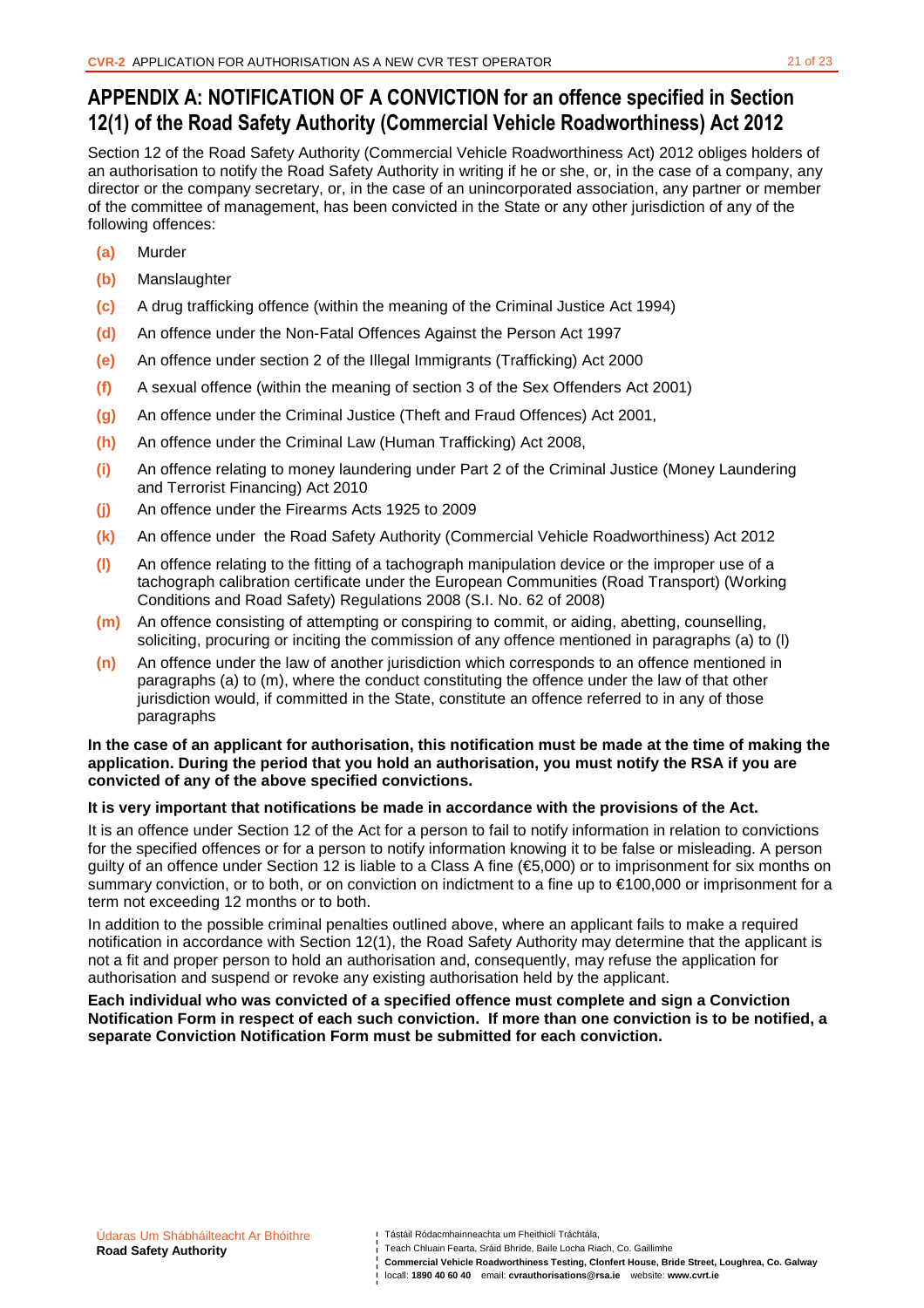## APPENDIX A: NOTIFICATION OF A CONVICTION for an offence specified in Section 12(1) of the Road Safety Authority (Commercial Vehicle Roadworthiness) Act 2012

Section 12 of the Road Safety Authority (Commercial Vehicle Roadworthiness Act) 2012 obliges holders of an authorisation to notify the Road Safety Authority in writing if he or she, or, in the case of a company, any director or the company secretary, or, in the case of an unincorporated association, any partner or member of the committee of management, has been convicted in the State or any other jurisdiction of any of the following offences:

- **(a)** Murder
- **(b)** Manslaughter
- **(c)** A drug trafficking offence (within the meaning of the Criminal Justice Act 1994)
- **(d)** An offence under the Non-Fatal Offences Against the Person Act 1997
- **(e)** An offence under section 2 of the Illegal Immigrants (Trafficking) Act 2000
- **(f)** A sexual offence (within the meaning of section 3 of the Sex Offenders Act 2001)
- **(g)** An offence under the Criminal Justice (Theft and Fraud Offences) Act 2001,
- **(h)** An offence under the Criminal Law (Human Trafficking) Act 2008,
- **(i)** An offence relating to money laundering under Part 2 of the Criminal Justice (Money Laundering and Terrorist Financing) Act 2010
- **(j)** An offence under the Firearms Acts 1925 to 2009
- **(k)** An offence under the Road Safety Authority (Commercial Vehicle Roadworthiness) Act 2012
- **(l)** An offence relating to the fitting of a tachograph manipulation device or the improper use of a tachograph calibration certificate under the European Communities (Road Transport) (Working Conditions and Road Safety) Regulations 2008 (S.I. No. 62 of 2008)
- **(m)** An offence consisting of attempting or conspiring to commit, or aiding, abetting, counselling, soliciting, procuring or inciting the commission of any offence mentioned in paragraphs (a) to (l)
- **(n)** An offence under the law of another jurisdiction which corresponds to an offence mentioned in paragraphs (a) to (m), where the conduct constituting the offence under the law of that other jurisdiction would, if committed in the State, constitute an offence referred to in any of those paragraphs

**In the case of an applicant for authorisation, this notification must be made at the time of making the application. During the period that you hold an authorisation, you must notify the RSA if you are convicted of any of the above specified convictions.**

**It is very important that notifications be made in accordance with the provisions of the Act.**

It is an offence under Section 12 of the Act for a person to fail to notify information in relation to convictions for the specified offences or for a person to notify information knowing it to be false or misleading. A person guilty of an offence under Section 12 is liable to a Class A fine (€5,000) or to imprisonment for six months on summary conviction, or to both, or on conviction on indictment to a fine up to €100,000 or imprisonment for a term not exceeding 12 months or to both.

In addition to the possible criminal penalties outlined above, where an applicant fails to make a required notification in accordance with Section 12(1), the Road Safety Authority may determine that the applicant is not a fit and proper person to hold an authorisation and, consequently, may refuse the application for authorisation and suspend or revoke any existing authorisation held by the applicant.

**Each individual who was convicted of a specified offence must complete and sign a Conviction Notification Form in respect of each such conviction. If more than one conviction is to be notified, a separate Conviction Notification Form must be submitted for each conviction.**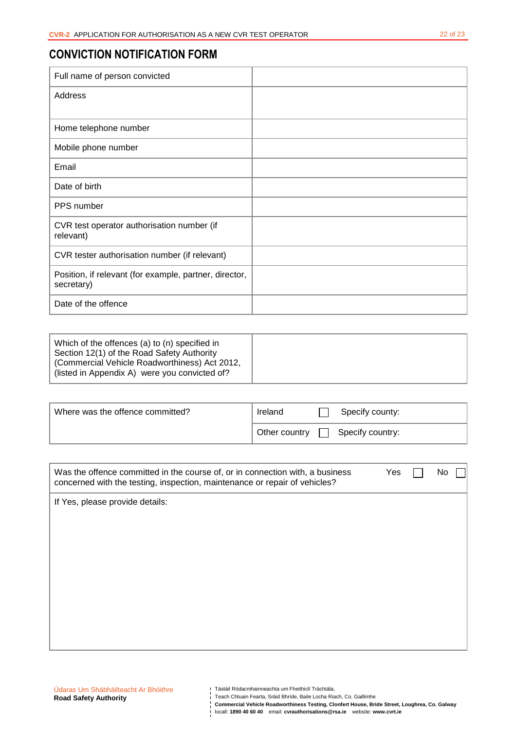# CONVICTION NOTIFICATION FORM

| Field | |
|---|---|
| Full name of person convicted | |
| Address | |
| Home telephone number | |
| Mobile phone number | |
| Email | |
| Date of birth | |
| PPS number | |
| CVR test operator authorisation number (if relevant) | |
| CVR tester authorisation number (if relevant) | |
| Position, if relevant (for example, partner, director, secretary) | |
| Date of the offence | |

| Question | |
|---|---|
| Which of the offences (a) to (n) specified in Section 12(1) of the Road Safety Authority (Commercial Vehicle Roadworthiness) Act 2012, (listed in Appendix A) were you convicted of? | |

| Question | | |
|---|---|---|
| Where was the offence committed? | Ireland ☐ | Specify county: |
| | Other country ☐ | Specify country: |

| Question | | |
|---|---|---|
| Was the offence committed in the course of, or in connection with, a business concerned with the testing, inspection, maintenance or repair of vehicles? | Yes ☐ | No ☐ |
| If Yes, please provide details: | | |

Údarás Um Shábháilteacht Ar Bhóithre
**Road Safety Authority**

Tástáil Ródacmhainneachta um Fheithiclí Tráchtála,
Teach Chluain Fearta, Sráid Bhríde, Baile Locha Riach, Co. Gaillimhe
**Commercial Vehicle Roadworthiness Testing, Clonfert House, Bride Street, Loughrea, Co. Galway**
locall: **1890 40 60 40** email: **cvrauthorisations@rsa.ie** website: **www.cvrt.ie**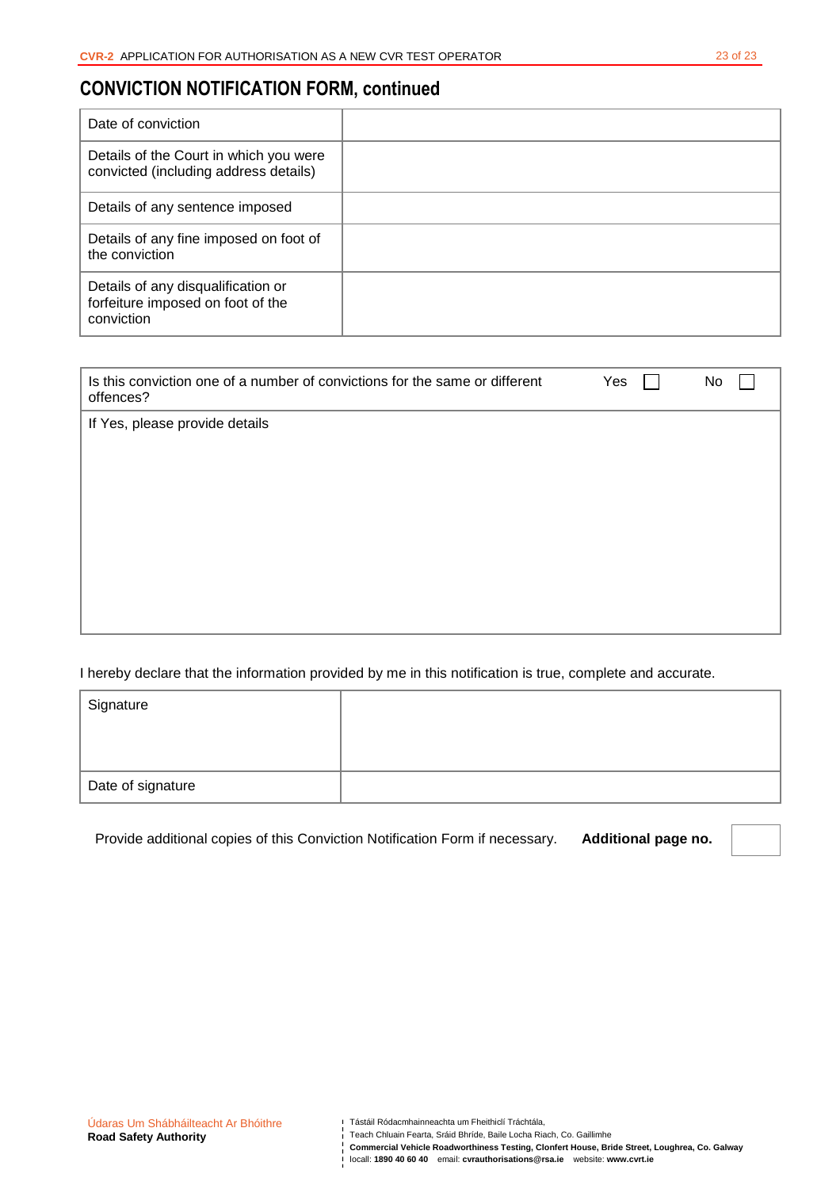## CONVICTION NOTIFICATION FORM, continued

| | |
|---|---|
| Date of conviction | |
| Details of the Court in which you were convicted (including address details) | |
| Details of any sentence imposed | |
| Details of any fine imposed on foot of the conviction | |
| Details of any disqualification or forfeiture imposed on foot of the conviction | |

| | |
|---|---|
| Is this conviction one of a number of convictions for the same or different offences? | Yes ☐ No ☐ |
| If Yes, please provide details | |

I hereby declare that the information provided by me in this notification is true, complete and accurate.

| | |
|---|---|
| Signature | |
| Date of signature | |

Provide additional copies of this Conviction Notification Form if necessary. **Additional page no.** ☐

Údaras Um Shábháilteacht Ar Bhóithre
**Road Safety Authority**

Tástáil Ródacmhainneachta um Fheithiclí Tráchtála,
Teach Chluain Fearta, Sráid Bhríde, Baile Locha Riach, Co. Gaillimhe
**Commercial Vehicle Roadworthiness Testing, Clonfert House, Bride Street, Loughrea, Co. Galway**
locall: **1890 40 60 40** email: **cvrauthorisations@rsa.ie** website: **www.cvrt.ie**